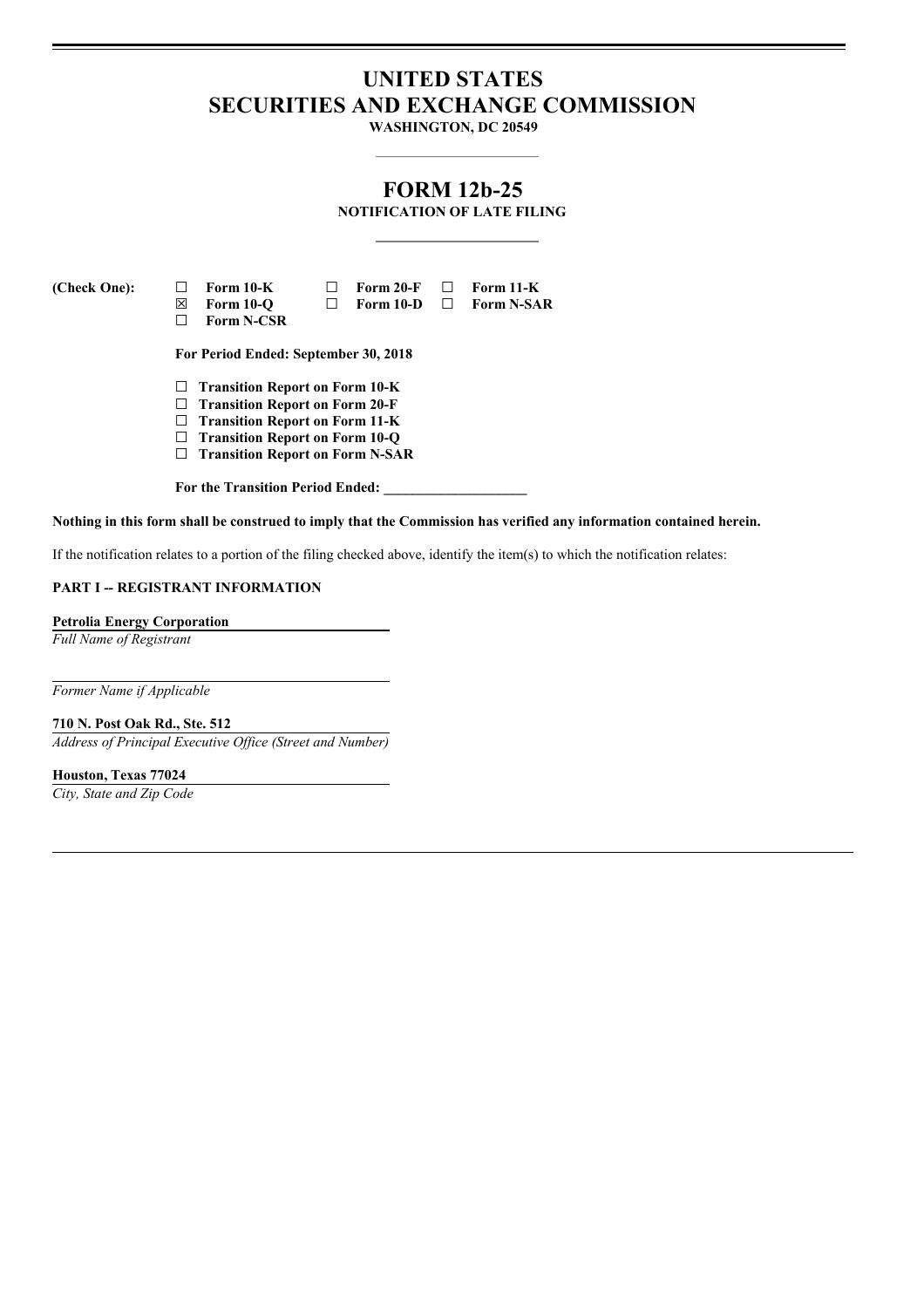# UNITED STATES
# SECURITIES AND EXCHANGE COMMISSION

**WASHINGTON, DC 20549**

## FORM 12b-25

**NOTIFICATION OF LATE FILING**

| **(Check One):** | ☐ **Form 10-K** | ☐ **Form 20-F** | ☐ **Form 11-K** |
|---|---|---|---|
| | ☒ **Form 10-Q** | ☐ **Form 10-D** | ☐ **Form N-SAR** |
| | ☐ **Form N-CSR** | | |

**For Period Ended: September 30, 2018**

☐ **Transition Report on Form 10-K**
☐ **Transition Report on Form 20-F**
☐ **Transition Report on Form 11-K**
☐ **Transition Report on Form 10-Q**
☐ **Transition Report on Form N-SAR**

**For the Transition Period Ended: \_\_\_\_\_\_\_\_\_\_\_\_\_\_\_\_\_\_\_\_**

**Nothing in this form shall be construed to imply that the Commission has verified any information contained herein.**

If the notification relates to a portion of the filing checked above, identify the item(s) to which the notification relates:

**PART I -- REGISTRANT INFORMATION**

**Petrolia Energy Corporation**
*Full Name of Registrant*

*Former Name if Applicable*

**710 N. Post Oak Rd., Ste. 512**
*Address of Principal Executive Office (Street and Number)*

**Houston, Texas 77024**
*City, State and Zip Code*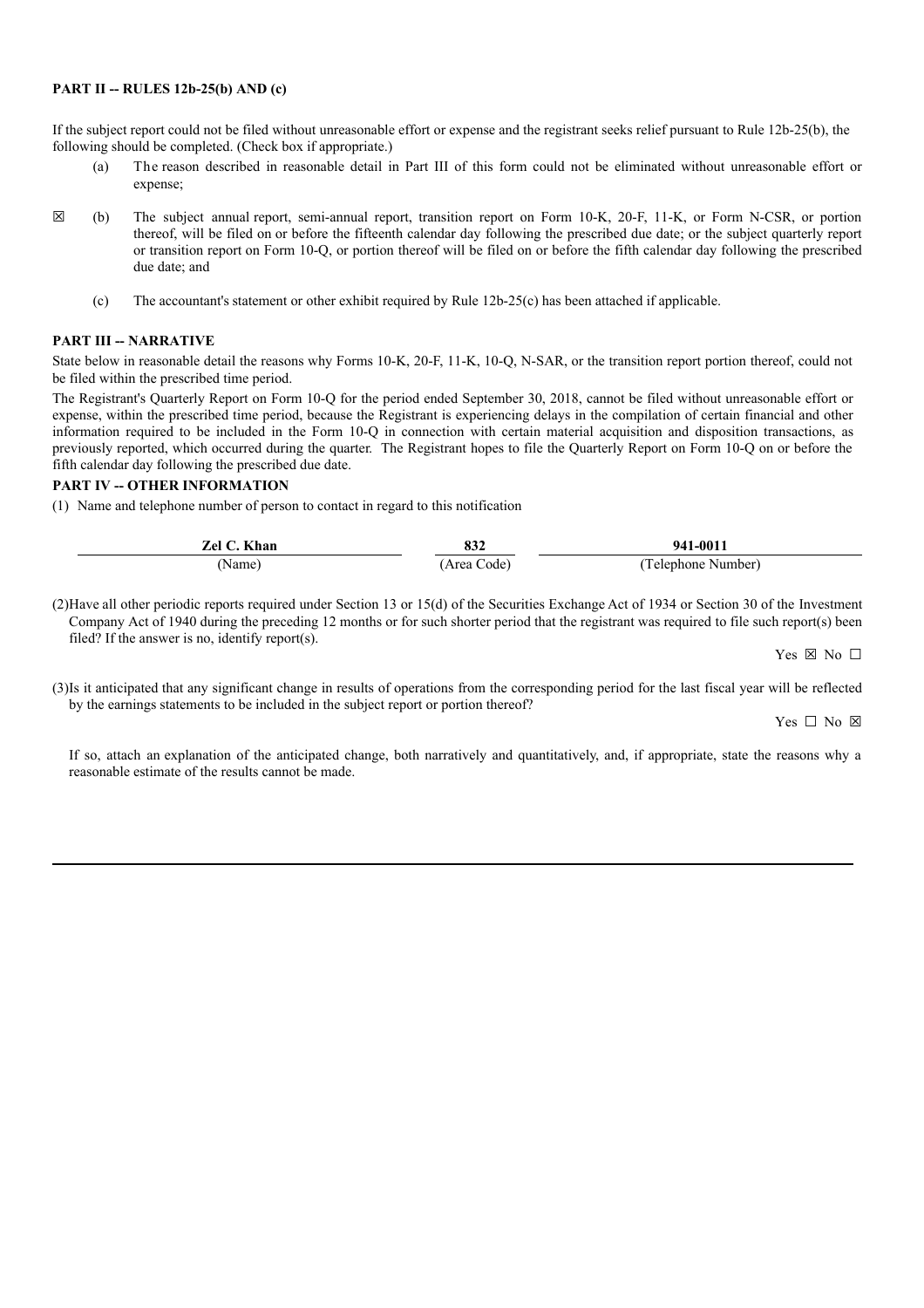**PART II -- RULES 12b-25(b) AND (c)**

If the subject report could not be filed without unreasonable effort or expense and the registrant seeks relief pursuant to Rule 12b-25(b), the following should be completed. (Check box if appropriate.)

(a) The reason described in reasonable detail in Part III of this form could not be eliminated without unreasonable effort or expense;

☒ (b) The subject annual report, semi-annual report, transition report on Form 10-K, 20-F, 11-K, or Form N-CSR, or portion thereof, will be filed on or before the fifteenth calendar day following the prescribed due date; or the subject quarterly report or transition report on Form 10-Q, or portion thereof will be filed on or before the fifth calendar day following the prescribed due date; and

(c) The accountant's statement or other exhibit required by Rule 12b-25(c) has been attached if applicable.

**PART III -- NARRATIVE**

State below in reasonable detail the reasons why Forms 10-K, 20-F, 11-K, 10-Q, N-SAR, or the transition report portion thereof, could not be filed within the prescribed time period.

The Registrant's Quarterly Report on Form 10-Q for the period ended September 30, 2018, cannot be filed without unreasonable effort or expense, within the prescribed time period, because the Registrant is experiencing delays in the compilation of certain financial and other information required to be included in the Form 10-Q in connection with certain material acquisition and disposition transactions, as previously reported, which occurred during the quarter. The Registrant hopes to file the Quarterly Report on Form 10-Q on or before the fifth calendar day following the prescribed due date.

**PART IV -- OTHER INFORMATION**

(1) Name and telephone number of person to contact in regard to this notification

| **Zel C. Khan** | **832** | **941-0011** |
|---|---|---|
| (Name) | (Area Code) | (Telephone Number) |

(2) Have all other periodic reports required under Section 13 or 15(d) of the Securities Exchange Act of 1934 or Section 30 of the Investment Company Act of 1940 during the preceding 12 months or for such shorter period that the registrant was required to file such report(s) been filed? If the answer is no, identify report(s).

Yes ☒ No ☐

(3) Is it anticipated that any significant change in results of operations from the corresponding period for the last fiscal year will be reflected by the earnings statements to be included in the subject report or portion thereof?

Yes ☐ No ☒

If so, attach an explanation of the anticipated change, both narratively and quantitatively, and, if appropriate, state the reasons why a reasonable estimate of the results cannot be made.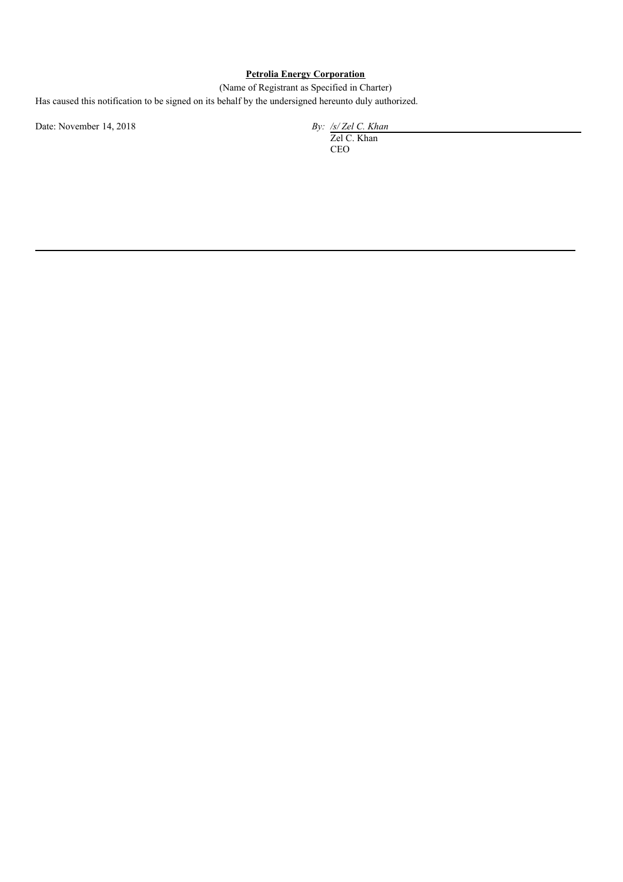**Petrolia Energy Corporation**

(Name of Registrant as Specified in Charter)

Has caused this notification to be signed on its behalf by the undersigned hereunto duly authorized.

Date: November 14, 2018

*By: /s/ Zel C. Khan*
Zel C. Khan
CEO